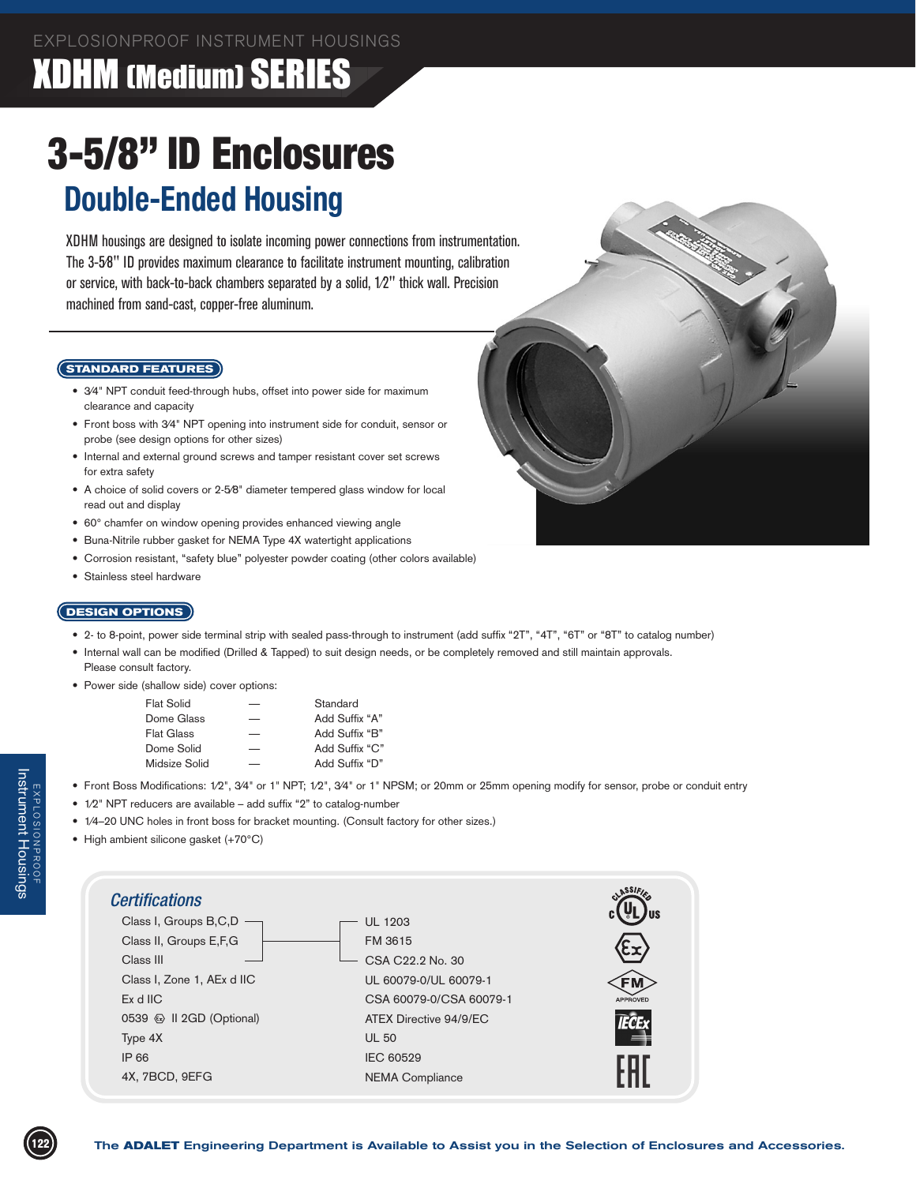EXPLOSIONPROOF INSTRUMENT HOUSINGS

# XDHM (Medium) SERIES

# 3-5/8" ID Enclosures

## Double-Ended Housing

XDHM housings are designed to isolate incoming power connections from instrumentation. The 3-5⁄8" ID provides maximum clearance to facilitate instrument mounting, calibration or service, with back-to-back chambers separated by a solid, 1⁄2" thick wall. Precision machined from sand-cast, copper-free aluminum.

### STANDARD FEATURES

- 3⁄4" NPT conduit feed-through hubs, offset into power side for maximum clearance and capacity
- Front boss with 3⁄4" NPT opening into instrument side for conduit, sensor or probe (see design options for other sizes)
- Internal and external ground screws and tamper resistant cover set screws for extra safety
- A choice of solid covers or 2-5⁄8" diameter tempered glass window for local read out and display
- 60° chamfer on window opening provides enhanced viewing angle
- Buna-Nitrile rubber gasket for NEMA Type 4X watertight applications
- Corrosion resistant, "safety blue" polyester powder coating (other colors available)
- Stainless steel hardware

### DESIGN OPTIONS

- 2- to 8-point, power side terminal strip with sealed pass-through to instrument (add suffix "2T", "4T", "6T" or "8T" to catalog number)
- Internal wall can be modified (Drilled & Tapped) to suit design needs, or be completely removed and still maintain approvals. Please consult factory.
- Power side (shallow side) cover options:

| | | |
|---|---|---|
| Flat Solid | — | Standard |
| Dome Glass | — | Add Suffix "A" |
| Flat Glass | — | Add Suffix "B" |
| Dome Solid | — | Add Suffix "C" |
| Midsize Solid | — | Add Suffix "D" |

- Front Boss Modifications: 1⁄2", 3⁄4" or 1" NPT; 1⁄2", 3⁄4" or 1" NPSM; or 20mm or 25mm opening modify for sensor, probe or conduit entry
- 1⁄2" NPT reducers are available – add suffix "2" to catalog-number
- 1⁄4–20 UNC holes in front boss for bracket mounting. (Consult factory for other sizes.)
- High ambient silicone gasket (+70°C)

### *Certifications*

| | |
|---|---|
| Class I, Groups B,C,D | UL 1203 |
| Class II, Groups E,F,G | FM 3615 |
| Class III | CSA C22.2 No. 30 |
| Class I, Zone 1, AEx d IIC | UL 60079-0/UL 60079-1 |
| Ex d IIC | CSA 60079-0/CSA 60079-1 |
| 0539 Ex II 2GD (Optional) | ATEX Directive 94/9/EC |
| Type 4X | UL 50 |
| IP 66 | IEC 60529 |
| 4X, 7BCD, 9EFG | NEMA Compliance |

The **ADALET** Engineering Department is Available to Assist you in the Selection of Enclosures and Accessories.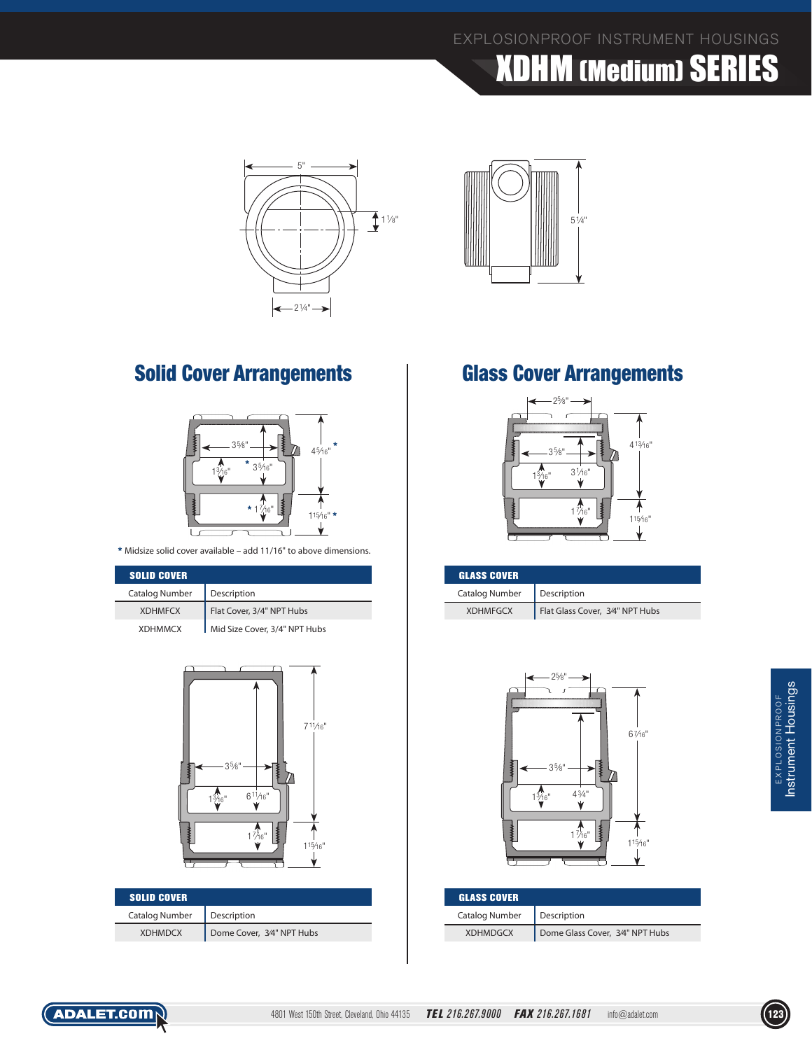EXPLOSIONPROOF INSTRUMENT HOUSINGS

# XDHM (Medium) SERIES

5"

1⅛"

2¼"

5¼"

## Solid Cover Arrangements

3⅝"

1 3/16"

* 3 5/16"

4 5/16" *

* 1 7/16"

1 15/16" *

* Midsize solid cover available – add 11/16" to above dimensions.

| SOLID COVER | |
|---|---|
| Catalog Number | Description |
| XDHMFCX | Flat Cover, 3/4" NPT Hubs |
| XDHMMCX | Mid Size Cover, 3/4" NPT Hubs |

7 11/16"

3⅝"

1 3/16"

6 11/16"

1 7/16"

1 15/16"

| SOLID COVER | |
|---|---|
| Catalog Number | Description |
| XDHMDCX | Dome Cover, 3⁄4" NPT Hubs |

## Glass Cover Arrangements

2⅝"

4 13/16"

3⅝"

1 3/16"

3 1/16"

1 7/16"

1 15/16"

| GLASS COVER | |
|---|---|
| Catalog Number | Description |
| XDHMFGCX | Flat Glass Cover, 3⁄4" NPT Hubs |

2⅝"

6 7/16"

3⅝"

1 3/16"

4¾"

1 7/16"

1 15/16"

| GLASS COVER | |
|---|---|
| Catalog Number | Description |
| XDHMDGCX | Dome Glass Cover, 3⁄4" NPT Hubs |

EXPLOSIONPROOF Instrument Housings

ADALET.COM 4801 West 150th Street, Cleveland, Ohio 44135 TEL 216.267.9000 FAX 216.267.1681 info@adalet.com